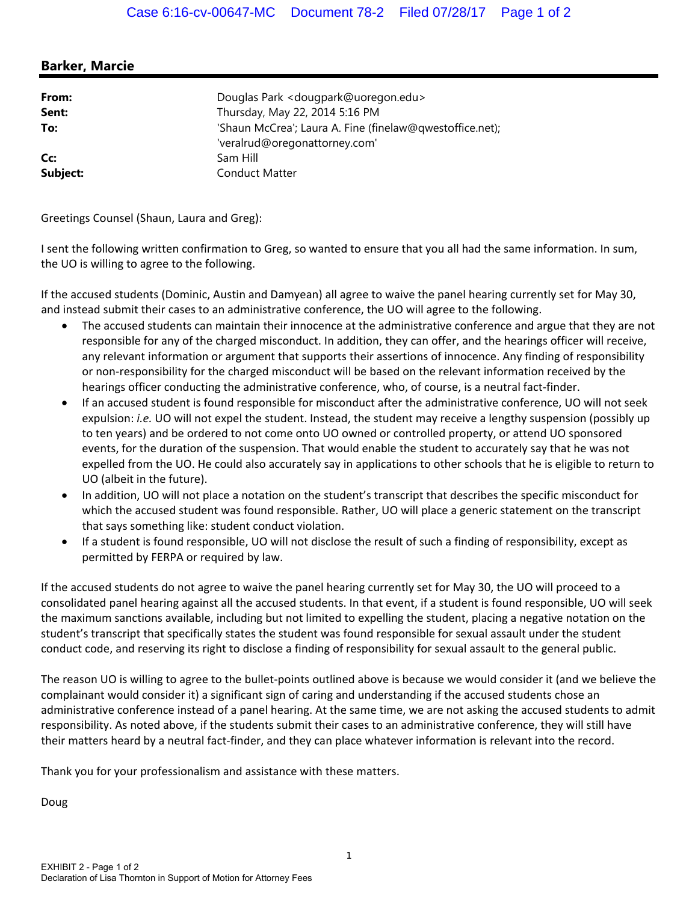## Barker, Marcie

| | |
|---|---|
| **From:** | Douglas Park <dougpark@uoregon.edu> |
| **Sent:** | Thursday, May 22, 2014 5:16 PM |
| **To:** | 'Shaun McCrea'; Laura A. Fine (finelaw@qwestoffice.net); 'veralrud@oregonattorney.com' |
| **Cc:** | Sam Hill |
| **Subject:** | Conduct Matter |

Greetings Counsel (Shaun, Laura and Greg):

I sent the following written confirmation to Greg, so wanted to ensure that you all had the same information. In sum, the UO is willing to agree to the following.

If the accused students (Dominic, Austin and Damyean) all agree to waive the panel hearing currently set for May 30, and instead submit their cases to an administrative conference, the UO will agree to the following.

- The accused students can maintain their innocence at the administrative conference and argue that they are not responsible for any of the charged misconduct. In addition, they can offer, and the hearings officer will receive, any relevant information or argument that supports their assertions of innocence. Any finding of responsibility or non-responsibility for the charged misconduct will be based on the relevant information received by the hearings officer conducting the administrative conference, who, of course, is a neutral fact-finder.
- If an accused student is found responsible for misconduct after the administrative conference, UO will not seek expulsion: *i.e.* UO will not expel the student. Instead, the student may receive a lengthy suspension (possibly up to ten years) and be ordered to not come onto UO owned or controlled property, or attend UO sponsored events, for the duration of the suspension. That would enable the student to accurately say that he was not expelled from the UO. He could also accurately say in applications to other schools that he is eligible to return to UO (albeit in the future).
- In addition, UO will not place a notation on the student's transcript that describes the specific misconduct for which the accused student was found responsible. Rather, UO will place a generic statement on the transcript that says something like: student conduct violation.
- If a student is found responsible, UO will not disclose the result of such a finding of responsibility, except as permitted by FERPA or required by law.

If the accused students do not agree to waive the panel hearing currently set for May 30, the UO will proceed to a consolidated panel hearing against all the accused students. In that event, if a student is found responsible, UO will seek the maximum sanctions available, including but not limited to expelling the student, placing a negative notation on the student's transcript that specifically states the student was found responsible for sexual assault under the student conduct code, and reserving its right to disclose a finding of responsibility for sexual assault to the general public.

The reason UO is willing to agree to the bullet-points outlined above is because we would consider it (and we believe the complainant would consider it) a significant sign of caring and understanding if the accused students chose an administrative conference instead of a panel hearing. At the same time, we are not asking the accused students to admit responsibility. As noted above, if the students submit their cases to an administrative conference, they will still have their matters heard by a neutral fact-finder, and they can place whatever information is relevant into the record.

Thank you for your professionalism and assistance with these matters.

Doug

EXHIBIT 2 - Page 1 of 2
Declaration of Lisa Thornton in Support of Motion for Attorney Fees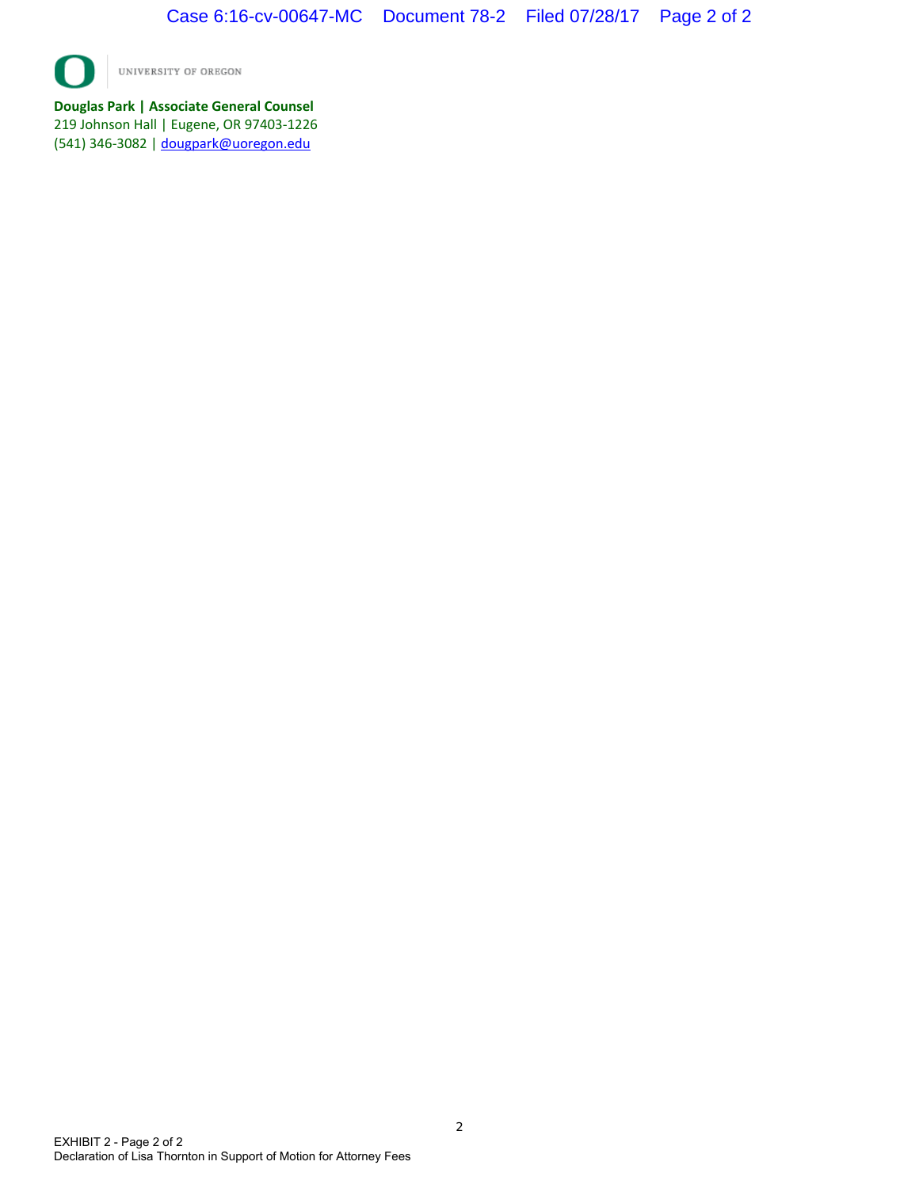UNIVERSITY OF OREGON

**Douglas Park | Associate General Counsel**
219 Johnson Hall | Eugene, OR 97403-1226
(541) 346-3082 | dougpark@uoregon.edu

EXHIBIT 2 - Page 2 of 2
Declaration of Lisa Thornton in Support of Motion for Attorney Fees